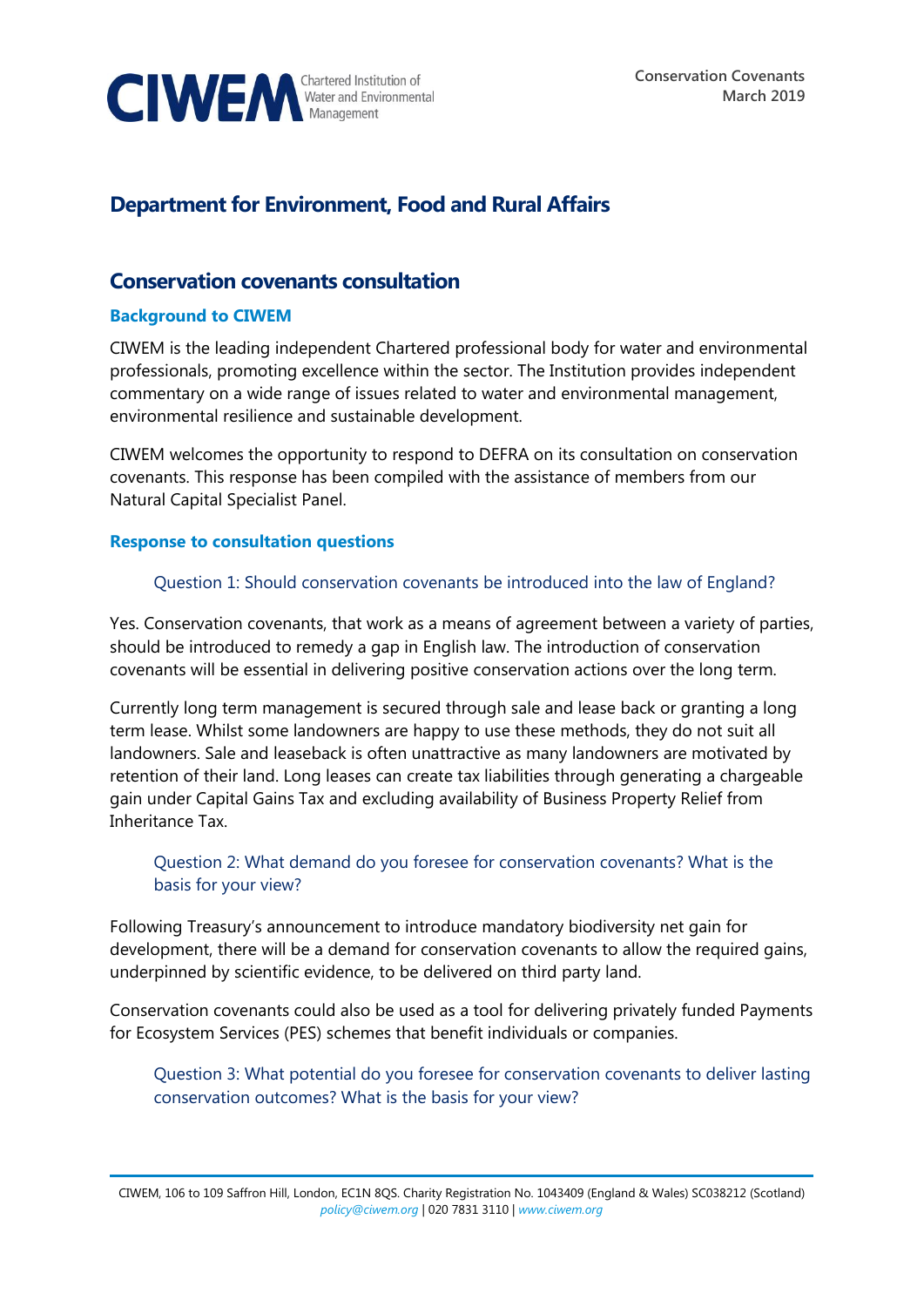# Department for Environment, Food and Rural Affairs

## Conservation covenants consultation

### Background to CIWEM

CIWEM is the leading independent Chartered professional body for water and environmental professionals, promoting excellence within the sector. The Institution provides independent commentary on a wide range of issues related to water and environmental management, environmental resilience and sustainable development.

CIWEM welcomes the opportunity to respond to DEFRA on its consultation on conservation covenants. This response has been compiled with the assistance of members from our Natural Capital Specialist Panel.

### Response to consultation questions

Question 1: Should conservation covenants be introduced into the law of England?

Yes. Conservation covenants, that work as a means of agreement between a variety of parties, should be introduced to remedy a gap in English law. The introduction of conservation covenants will be essential in delivering positive conservation actions over the long term.

Currently long term management is secured through sale and lease back or granting a long term lease. Whilst some landowners are happy to use these methods, they do not suit all landowners. Sale and leaseback is often unattractive as many landowners are motivated by retention of their land. Long leases can create tax liabilities through generating a chargeable gain under Capital Gains Tax and excluding availability of Business Property Relief from Inheritance Tax.

Question 2: What demand do you foresee for conservation covenants? What is the basis for your view?

Following Treasury's announcement to introduce mandatory biodiversity net gain for development, there will be a demand for conservation covenants to allow the required gains, underpinned by scientific evidence, to be delivered on third party land.

Conservation covenants could also be used as a tool for delivering privately funded Payments for Ecosystem Services (PES) schemes that benefit individuals or companies.

Question 3: What potential do you foresee for conservation covenants to deliver lasting conservation outcomes? What is the basis for your view?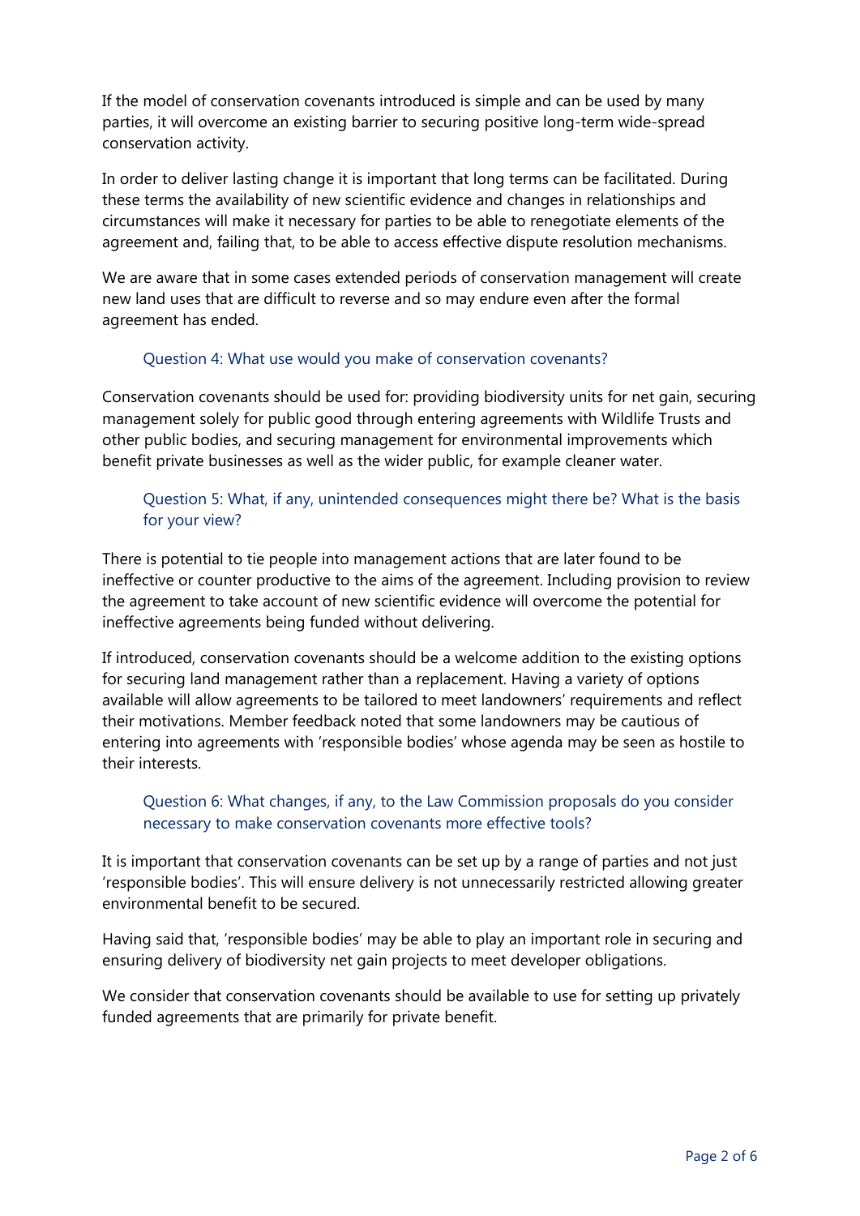If the model of conservation covenants introduced is simple and can be used by many parties, it will overcome an existing barrier to securing positive long-term wide-spread conservation activity.

In order to deliver lasting change it is important that long terms can be facilitated. During these terms the availability of new scientific evidence and changes in relationships and circumstances will make it necessary for parties to be able to renegotiate elements of the agreement and, failing that, to be able to access effective dispute resolution mechanisms.

We are aware that in some cases extended periods of conservation management will create new land uses that are difficult to reverse and so may endure even after the formal agreement has ended.

### Question 4: What use would you make of conservation covenants?

Conservation covenants should be used for: providing biodiversity units for net gain, securing management solely for public good through entering agreements with Wildlife Trusts and other public bodies, and securing management for environmental improvements which benefit private businesses as well as the wider public, for example cleaner water.

### Question 5: What, if any, unintended consequences might there be? What is the basis for your view?

There is potential to tie people into management actions that are later found to be ineffective or counter productive to the aims of the agreement. Including provision to review the agreement to take account of new scientific evidence will overcome the potential for ineffective agreements being funded without delivering.

If introduced, conservation covenants should be a welcome addition to the existing options for securing land management rather than a replacement. Having a variety of options available will allow agreements to be tailored to meet landowners' requirements and reflect their motivations. Member feedback noted that some landowners may be cautious of entering into agreements with 'responsible bodies' whose agenda may be seen as hostile to their interests.

### Question 6: What changes, if any, to the Law Commission proposals do you consider necessary to make conservation covenants more effective tools?

It is important that conservation covenants can be set up by a range of parties and not just 'responsible bodies'. This will ensure delivery is not unnecessarily restricted allowing greater environmental benefit to be secured.

Having said that, 'responsible bodies' may be able to play an important role in securing and ensuring delivery of biodiversity net gain projects to meet developer obligations.

We consider that conservation covenants should be available to use for setting up privately funded agreements that are primarily for private benefit.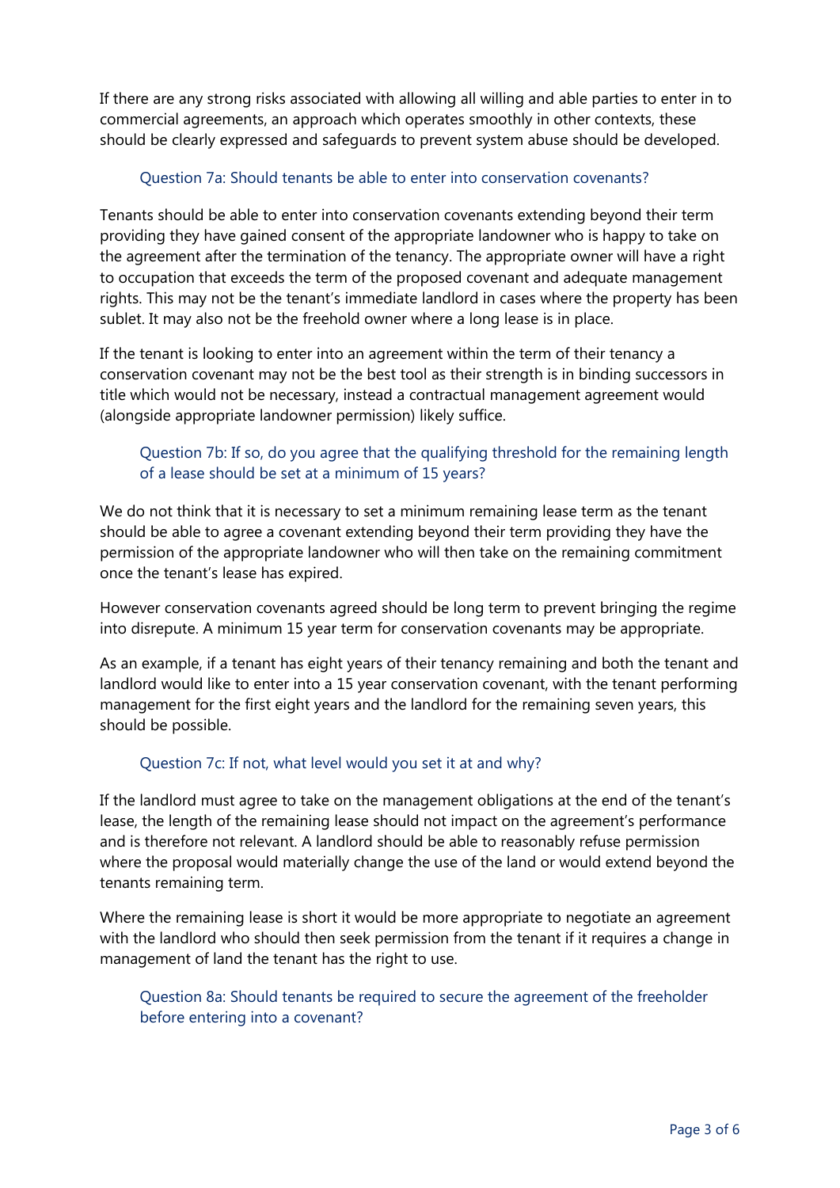If there are any strong risks associated with allowing all willing and able parties to enter in to commercial agreements, an approach which operates smoothly in other contexts, these should be clearly expressed and safeguards to prevent system abuse should be developed.

### Question 7a: Should tenants be able to enter into conservation covenants?

Tenants should be able to enter into conservation covenants extending beyond their term providing they have gained consent of the appropriate landowner who is happy to take on the agreement after the termination of the tenancy. The appropriate owner will have a right to occupation that exceeds the term of the proposed covenant and adequate management rights. This may not be the tenant's immediate landlord in cases where the property has been sublet. It may also not be the freehold owner where a long lease is in place.

If the tenant is looking to enter into an agreement within the term of their tenancy a conservation covenant may not be the best tool as their strength is in binding successors in title which would not be necessary, instead a contractual management agreement would (alongside appropriate landowner permission) likely suffice.

### Question 7b: If so, do you agree that the qualifying threshold for the remaining length of a lease should be set at a minimum of 15 years?

We do not think that it is necessary to set a minimum remaining lease term as the tenant should be able to agree a covenant extending beyond their term providing they have the permission of the appropriate landowner who will then take on the remaining commitment once the tenant's lease has expired.

However conservation covenants agreed should be long term to prevent bringing the regime into disrepute. A minimum 15 year term for conservation covenants may be appropriate.

As an example, if a tenant has eight years of their tenancy remaining and both the tenant and landlord would like to enter into a 15 year conservation covenant, with the tenant performing management for the first eight years and the landlord for the remaining seven years, this should be possible.

### Question 7c: If not, what level would you set it at and why?

If the landlord must agree to take on the management obligations at the end of the tenant's lease, the length of the remaining lease should not impact on the agreement's performance and is therefore not relevant. A landlord should be able to reasonably refuse permission where the proposal would materially change the use of the land or would extend beyond the tenants remaining term.

Where the remaining lease is short it would be more appropriate to negotiate an agreement with the landlord who should then seek permission from the tenant if it requires a change in management of land the tenant has the right to use.

### Question 8a: Should tenants be required to secure the agreement of the freeholder before entering into a covenant?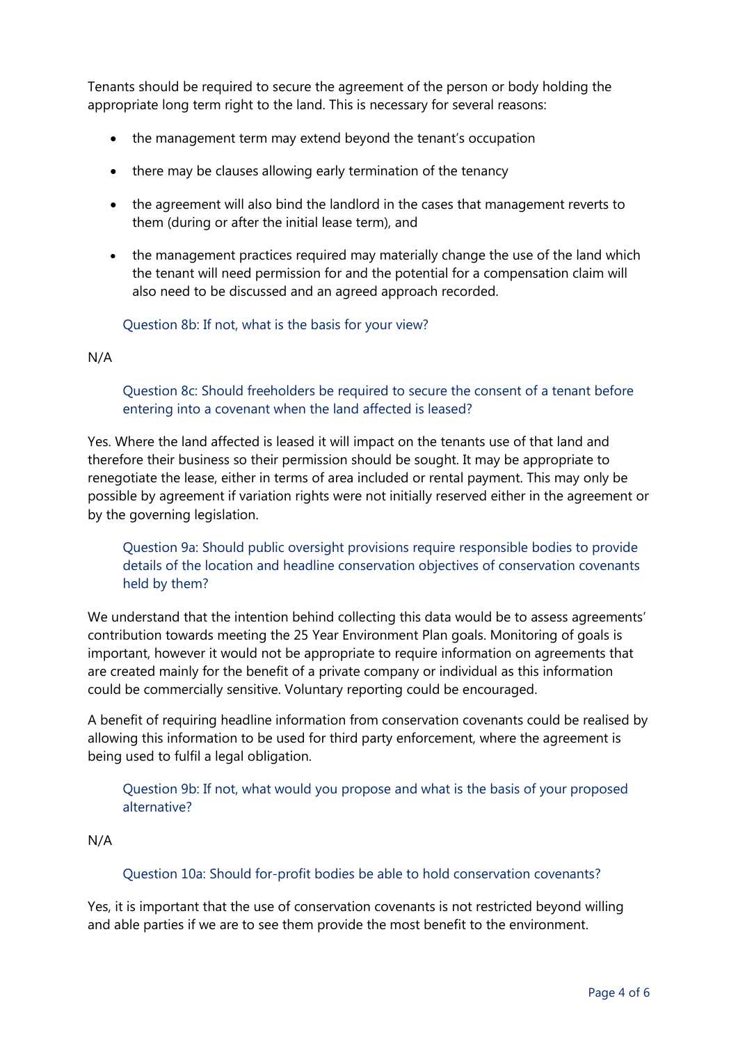Tenants should be required to secure the agreement of the person or body holding the appropriate long term right to the land. This is necessary for several reasons:

- the management term may extend beyond the tenant's occupation
- there may be clauses allowing early termination of the tenancy
- the agreement will also bind the landlord in the cases that management reverts to them (during or after the initial lease term), and
- the management practices required may materially change the use of the land which the tenant will need permission for and the potential for a compensation claim will also need to be discussed and an agreed approach recorded.

Question 8b: If not, what is the basis for your view?

N/A

Question 8c: Should freeholders be required to secure the consent of a tenant before entering into a covenant when the land affected is leased?

Yes. Where the land affected is leased it will impact on the tenants use of that land and therefore their business so their permission should be sought. It may be appropriate to renegotiate the lease, either in terms of area included or rental payment. This may only be possible by agreement if variation rights were not initially reserved either in the agreement or by the governing legislation.

Question 9a: Should public oversight provisions require responsible bodies to provide details of the location and headline conservation objectives of conservation covenants held by them?

We understand that the intention behind collecting this data would be to assess agreements' contribution towards meeting the 25 Year Environment Plan goals. Monitoring of goals is important, however it would not be appropriate to require information on agreements that are created mainly for the benefit of a private company or individual as this information could be commercially sensitive. Voluntary reporting could be encouraged.

A benefit of requiring headline information from conservation covenants could be realised by allowing this information to be used for third party enforcement, where the agreement is being used to fulfil a legal obligation.

Question 9b: If not, what would you propose and what is the basis of your proposed alternative?

N/A

Question 10a: Should for-profit bodies be able to hold conservation covenants?

Yes, it is important that the use of conservation covenants is not restricted beyond willing and able parties if we are to see them provide the most benefit to the environment.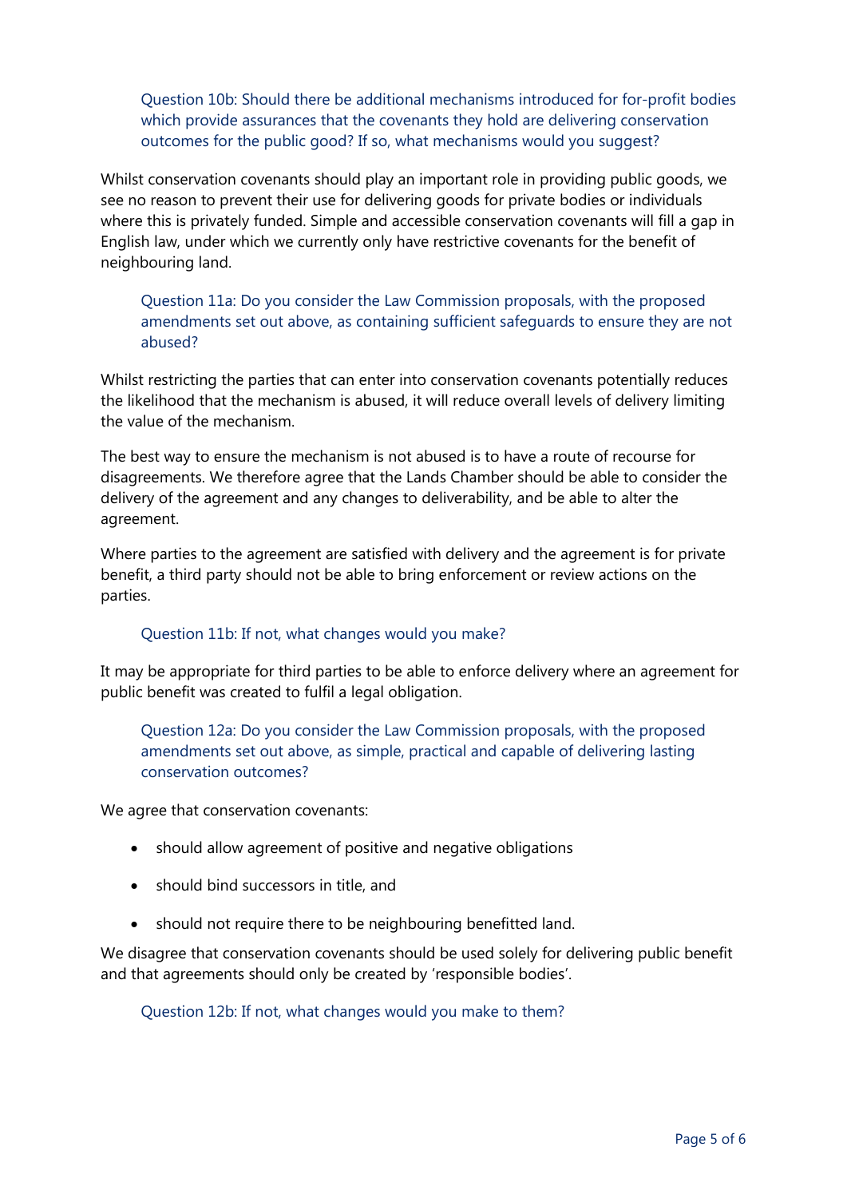Question 10b: Should there be additional mechanisms introduced for for-profit bodies which provide assurances that the covenants they hold are delivering conservation outcomes for the public good? If so, what mechanisms would you suggest?

Whilst conservation covenants should play an important role in providing public goods, we see no reason to prevent their use for delivering goods for private bodies or individuals where this is privately funded. Simple and accessible conservation covenants will fill a gap in English law, under which we currently only have restrictive covenants for the benefit of neighbouring land.

Question 11a: Do you consider the Law Commission proposals, with the proposed amendments set out above, as containing sufficient safeguards to ensure they are not abused?

Whilst restricting the parties that can enter into conservation covenants potentially reduces the likelihood that the mechanism is abused, it will reduce overall levels of delivery limiting the value of the mechanism.

The best way to ensure the mechanism is not abused is to have a route of recourse for disagreements. We therefore agree that the Lands Chamber should be able to consider the delivery of the agreement and any changes to deliverability, and be able to alter the agreement.

Where parties to the agreement are satisfied with delivery and the agreement is for private benefit, a third party should not be able to bring enforcement or review actions on the parties.

Question 11b: If not, what changes would you make?

It may be appropriate for third parties to be able to enforce delivery where an agreement for public benefit was created to fulfil a legal obligation.

Question 12a: Do you consider the Law Commission proposals, with the proposed amendments set out above, as simple, practical and capable of delivering lasting conservation outcomes?

We agree that conservation covenants:

- should allow agreement of positive and negative obligations
- should bind successors in title, and
- should not require there to be neighbouring benefitted land.

We disagree that conservation covenants should be used solely for delivering public benefit and that agreements should only be created by 'responsible bodies'.

Question 12b: If not, what changes would you make to them?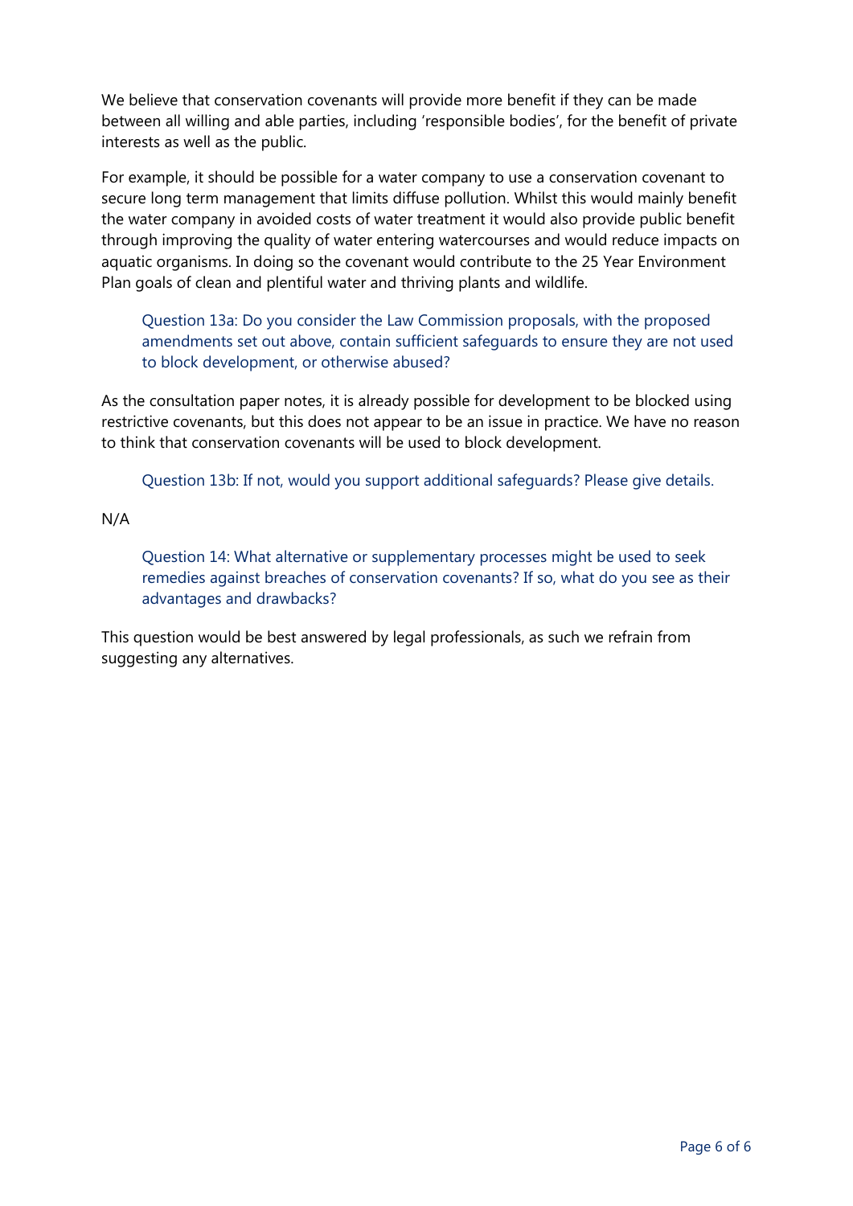We believe that conservation covenants will provide more benefit if they can be made between all willing and able parties, including 'responsible bodies', for the benefit of private interests as well as the public.

For example, it should be possible for a water company to use a conservation covenant to secure long term management that limits diffuse pollution. Whilst this would mainly benefit the water company in avoided costs of water treatment it would also provide public benefit through improving the quality of water entering watercourses and would reduce impacts on aquatic organisms. In doing so the covenant would contribute to the 25 Year Environment Plan goals of clean and plentiful water and thriving plants and wildlife.

> Question 13a: Do you consider the Law Commission proposals, with the proposed amendments set out above, contain sufficient safeguards to ensure they are not used to block development, or otherwise abused?

As the consultation paper notes, it is already possible for development to be blocked using restrictive covenants, but this does not appear to be an issue in practice. We have no reason to think that conservation covenants will be used to block development.

> Question 13b: If not, would you support additional safeguards? Please give details.

N/A

> Question 14: What alternative or supplementary processes might be used to seek remedies against breaches of conservation covenants? If so, what do you see as their advantages and drawbacks?

This question would be best answered by legal professionals, as such we refrain from suggesting any alternatives.